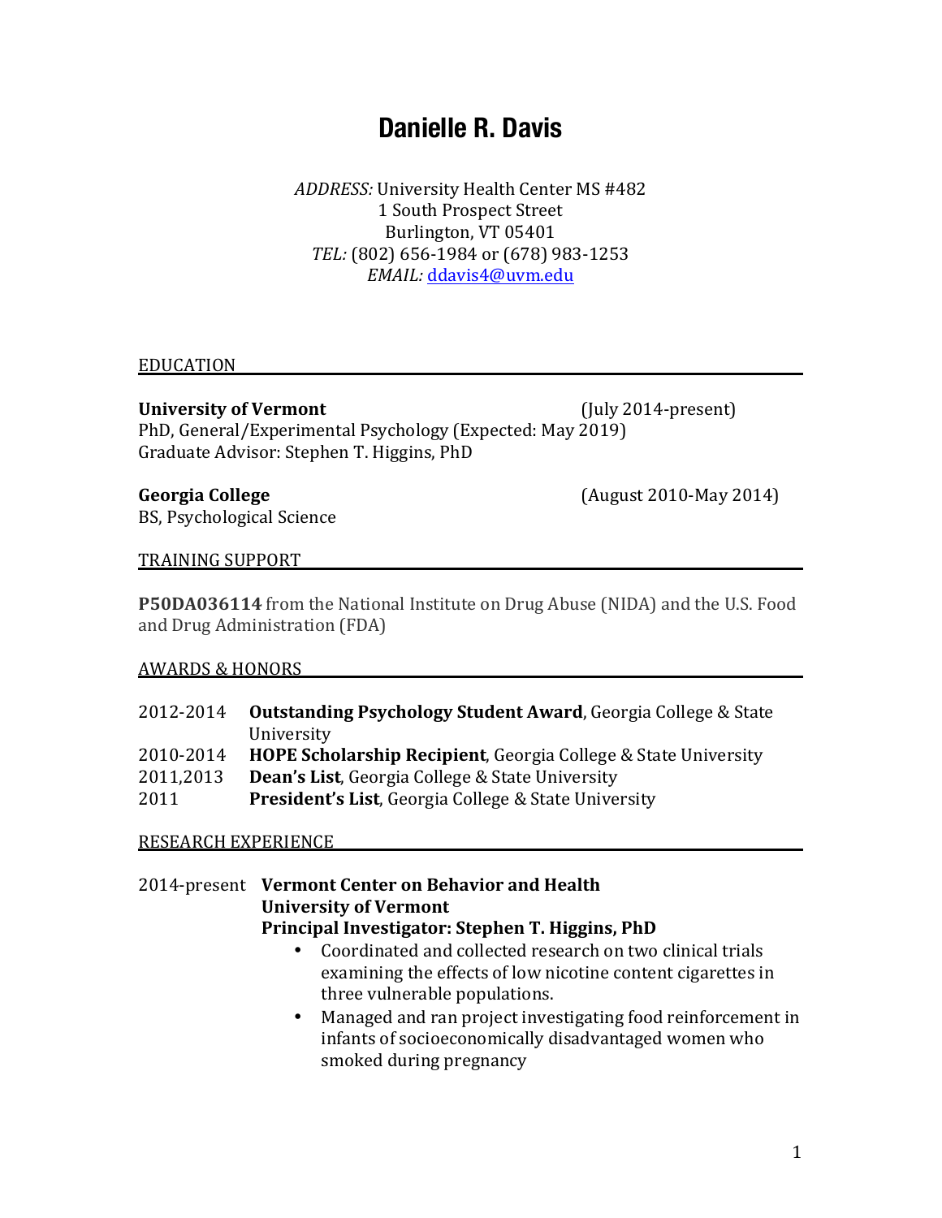# Danielle R. Davis

*ADDRESS:* University Health Center MS #482
1 South Prospect Street
Burlington, VT 05401
*TEL:* (802) 656-1984 or (678) 983-1253
*EMAIL:* ddavis4@uvm.edu

## EDUCATION

**University of Vermont** (July 2014-present)
PhD, General/Experimental Psychology (Expected: May 2019)
Graduate Advisor: Stephen T. Higgins, PhD

**Georgia College** (August 2010-May 2014)
BS, Psychological Science

## TRAINING SUPPORT

**P50DA036114** from the National Institute on Drug Abuse (NIDA) and the U.S. Food and Drug Administration (FDA)

## AWARDS & HONORS

2012-2014 **Outstanding Psychology Student Award**, Georgia College & State University
2010-2014 **HOPE Scholarship Recipient**, Georgia College & State University
2011,2013 **Dean's List**, Georgia College & State University
2011 **President's List**, Georgia College & State University

## RESEARCH EXPERIENCE

2014-present **Vermont Center on Behavior and Health**
**University of Vermont**
**Principal Investigator: Stephen T. Higgins, PhD**

- Coordinated and collected research on two clinical trials examining the effects of low nicotine content cigarettes in three vulnerable populations.
- Managed and ran project investigating food reinforcement in infants of socioeconomically disadvantaged women who smoked during pregnancy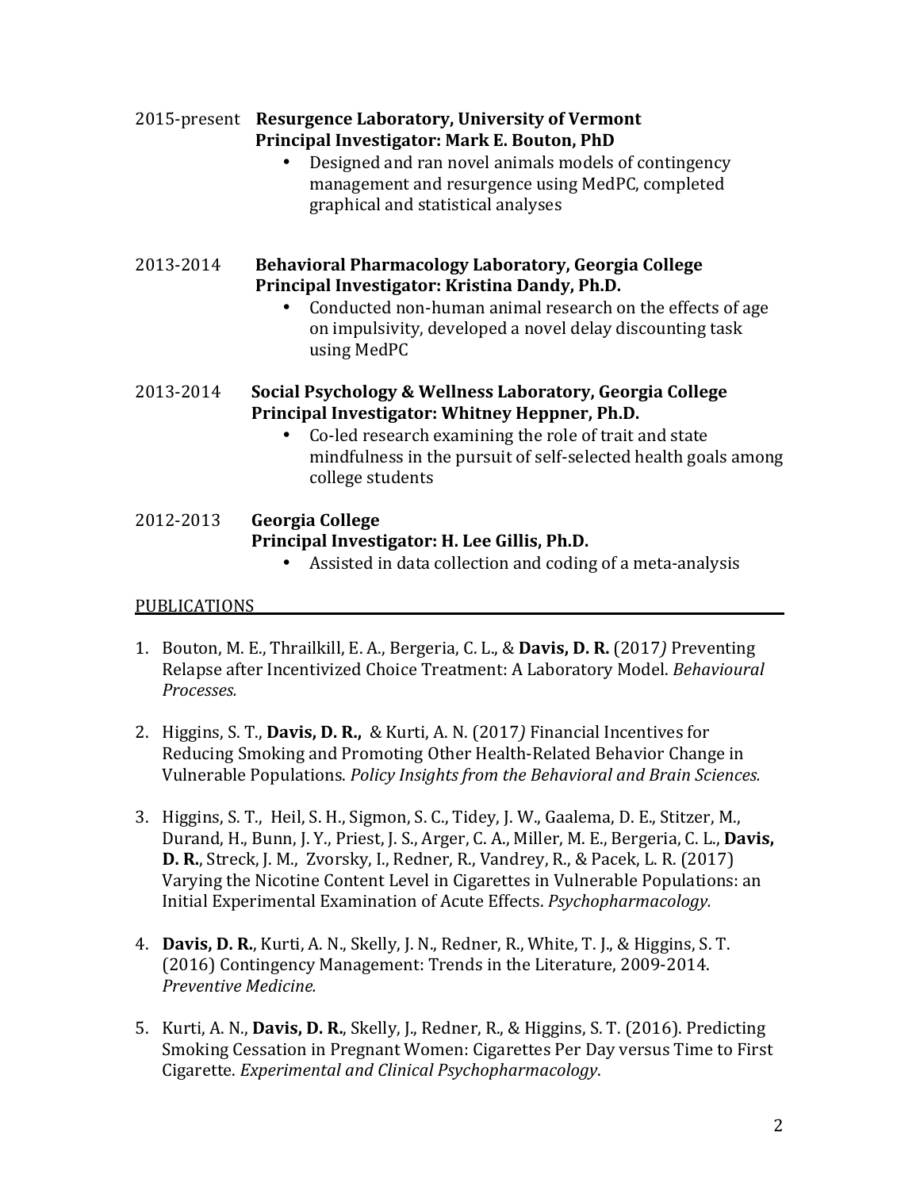2015-present **Resurgence Laboratory, University of Vermont**
**Principal Investigator: Mark E. Bouton, PhD**

- Designed and ran novel animals models of contingency management and resurgence using MedPC, completed graphical and statistical analyses

2013-2014 **Behavioral Pharmacology Laboratory, Georgia College**
**Principal Investigator: Kristina Dandy, Ph.D.**

- Conducted non-human animal research on the effects of age on impulsivity, developed a novel delay discounting task using MedPC

2013-2014 **Social Psychology & Wellness Laboratory, Georgia College**
**Principal Investigator: Whitney Heppner, Ph.D.**

- Co-led research examining the role of trait and state mindfulness in the pursuit of self-selected health goals among college students

2012-2013 **Georgia College**
**Principal Investigator: H. Lee Gillis, Ph.D.**

- Assisted in data collection and coding of a meta-analysis

## PUBLICATIONS

1. Bouton, M. E., Thrailkill, E. A., Bergeria, C. L., & **Davis, D. R.** (2017*)* Preventing Relapse after Incentivized Choice Treatment: A Laboratory Model. *Behavioural Processes.*

2. Higgins, S. T., **Davis, D. R.,** & Kurti, A. N. (2017*)* Financial Incentives for Reducing Smoking and Promoting Other Health-Related Behavior Change in Vulnerable Populations. *Policy Insights from the Behavioral and Brain Sciences.*

3. Higgins, S. T., Heil, S. H., Sigmon, S. C., Tidey, J. W., Gaalema, D. E., Stitzer, M., Durand, H., Bunn, J. Y., Priest, J. S., Arger, C. A., Miller, M. E., Bergeria, C. L., **Davis, D. R.**, Streck, J. M., Zvorsky, I., Redner, R., Vandrey, R., & Pacek, L. R. (2017) Varying the Nicotine Content Level in Cigarettes in Vulnerable Populations: an Initial Experimental Examination of Acute Effects. *Psychopharmacology.*

4. **Davis, D. R.**, Kurti, A. N., Skelly, J. N., Redner, R., White, T. J., & Higgins, S. T. (2016) Contingency Management: Trends in the Literature, 2009-2014. *Preventive Medicine.*

5. Kurti, A. N., **Davis, D. R.**, Skelly, J., Redner, R., & Higgins, S. T. (2016). Predicting Smoking Cessation in Pregnant Women: Cigarettes Per Day versus Time to First Cigarette. *Experimental and Clinical Psychopharmacology*.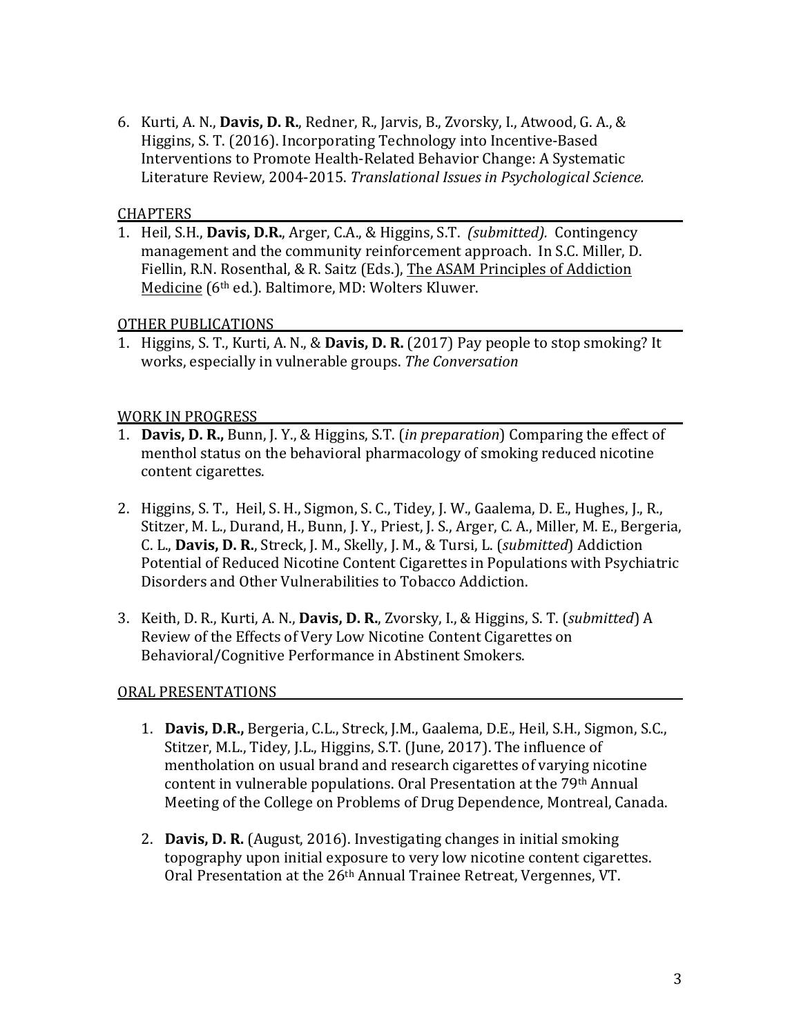6. Kurti, A. N., **Davis, D. R.**, Redner, R., Jarvis, B., Zvorsky, I., Atwood, G. A., & Higgins, S. T. (2016). Incorporating Technology into Incentive-Based Interventions to Promote Health-Related Behavior Change: A Systematic Literature Review, 2004-2015. *Translational Issues in Psychological Science.*

## CHAPTERS

1. Heil, S.H., **Davis, D.R.**, Arger, C.A., & Higgins, S.T. *(submitted).* Contingency management and the community reinforcement approach. In S.C. Miller, D. Fiellin, R.N. Rosenthal, & R. Saitz (Eds.), The ASAM Principles of Addiction Medicine (6th ed.). Baltimore, MD: Wolters Kluwer.

## OTHER PUBLICATIONS

1. Higgins, S. T., Kurti, A. N., & **Davis, D. R.** (2017) Pay people to stop smoking? It works, especially in vulnerable groups. *The Conversation*

## WORK IN PROGRESS

1. **Davis, D. R.,** Bunn, J. Y., & Higgins, S.T. (*in preparation*) Comparing the effect of menthol status on the behavioral pharmacology of smoking reduced nicotine content cigarettes.

2. Higgins, S. T., Heil, S. H., Sigmon, S. C., Tidey, J. W., Gaalema, D. E., Hughes, J., R., Stitzer, M. L., Durand, H., Bunn, J. Y., Priest, J. S., Arger, C. A., Miller, M. E., Bergeria, C. L., **Davis, D. R.**, Streck, J. M., Skelly, J. M., & Tursi, L. (*submitted*) Addiction Potential of Reduced Nicotine Content Cigarettes in Populations with Psychiatric Disorders and Other Vulnerabilities to Tobacco Addiction.

3. Keith, D. R., Kurti, A. N., **Davis, D. R.**, Zvorsky, I., & Higgins, S. T. (*submitted*) A Review of the Effects of Very Low Nicotine Content Cigarettes on Behavioral/Cognitive Performance in Abstinent Smokers.

## ORAL PRESENTATIONS

1. **Davis, D.R.,** Bergeria, C.L., Streck, J.M., Gaalema, D.E., Heil, S.H., Sigmon, S.C., Stitzer, M.L., Tidey, J.L., Higgins, S.T. (June, 2017). The influence of mentholation on usual brand and research cigarettes of varying nicotine content in vulnerable populations. Oral Presentation at the 79th Annual Meeting of the College on Problems of Drug Dependence, Montreal, Canada.

2. **Davis, D. R.** (August, 2016). Investigating changes in initial smoking topography upon initial exposure to very low nicotine content cigarettes. Oral Presentation at the 26th Annual Trainee Retreat, Vergennes, VT.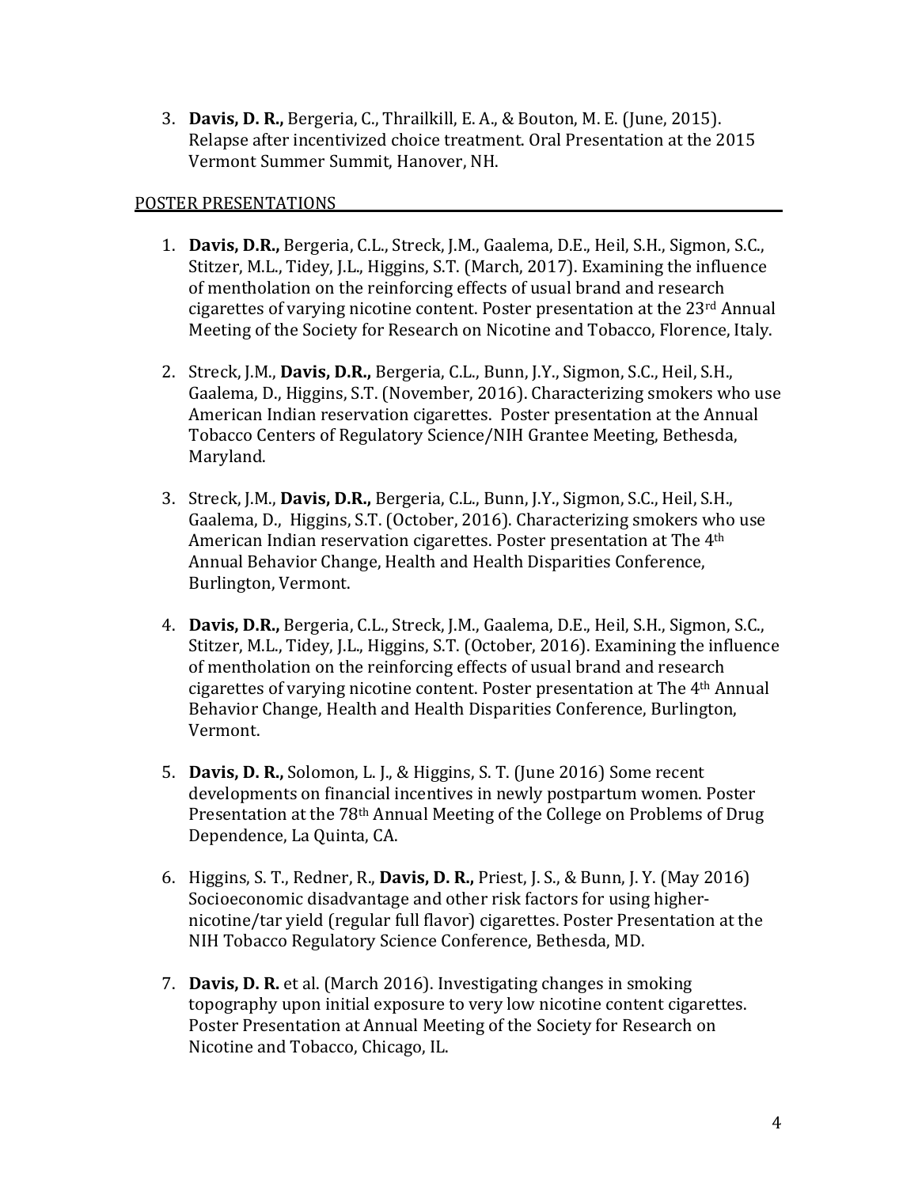3. **Davis, D. R.,** Bergeria, C., Thrailkill, E. A., & Bouton, M. E. (June, 2015). Relapse after incentivized choice treatment. Oral Presentation at the 2015 Vermont Summer Summit, Hanover, NH.

POSTER PRESENTATIONS

1. **Davis, D.R.,** Bergeria, C.L., Streck, J.M., Gaalema, D.E., Heil, S.H., Sigmon, S.C., Stitzer, M.L., Tidey, J.L., Higgins, S.T. (March, 2017). Examining the influence of mentholation on the reinforcing effects of usual brand and research cigarettes of varying nicotine content. Poster presentation at the 23rd Annual Meeting of the Society for Research on Nicotine and Tobacco, Florence, Italy.

2. Streck, J.M., **Davis, D.R.,** Bergeria, C.L., Bunn, J.Y., Sigmon, S.C., Heil, S.H., Gaalema, D., Higgins, S.T. (November, 2016). Characterizing smokers who use American Indian reservation cigarettes. Poster presentation at the Annual Tobacco Centers of Regulatory Science/NIH Grantee Meeting, Bethesda, Maryland.

3. Streck, J.M., **Davis, D.R.,** Bergeria, C.L., Bunn, J.Y., Sigmon, S.C., Heil, S.H., Gaalema, D., Higgins, S.T. (October, 2016). Characterizing smokers who use American Indian reservation cigarettes. Poster presentation at The 4th Annual Behavior Change, Health and Health Disparities Conference, Burlington, Vermont.

4. **Davis, D.R.,** Bergeria, C.L., Streck, J.M., Gaalema, D.E., Heil, S.H., Sigmon, S.C., Stitzer, M.L., Tidey, J.L., Higgins, S.T. (October, 2016). Examining the influence of mentholation on the reinforcing effects of usual brand and research cigarettes of varying nicotine content. Poster presentation at The 4th Annual Behavior Change, Health and Health Disparities Conference, Burlington, Vermont.

5. **Davis, D. R.,** Solomon, L. J., & Higgins, S. T. (June 2016) Some recent developments on financial incentives in newly postpartum women. Poster Presentation at the 78th Annual Meeting of the College on Problems of Drug Dependence, La Quinta, CA.

6. Higgins, S. T., Redner, R., **Davis, D. R.,** Priest, J. S., & Bunn, J. Y. (May 2016) Socioeconomic disadvantage and other risk factors for using higher-nicotine/tar yield (regular full flavor) cigarettes. Poster Presentation at the NIH Tobacco Regulatory Science Conference, Bethesda, MD.

7. **Davis, D. R.** et al. (March 2016). Investigating changes in smoking topography upon initial exposure to very low nicotine content cigarettes. Poster Presentation at Annual Meeting of the Society for Research on Nicotine and Tobacco, Chicago, IL.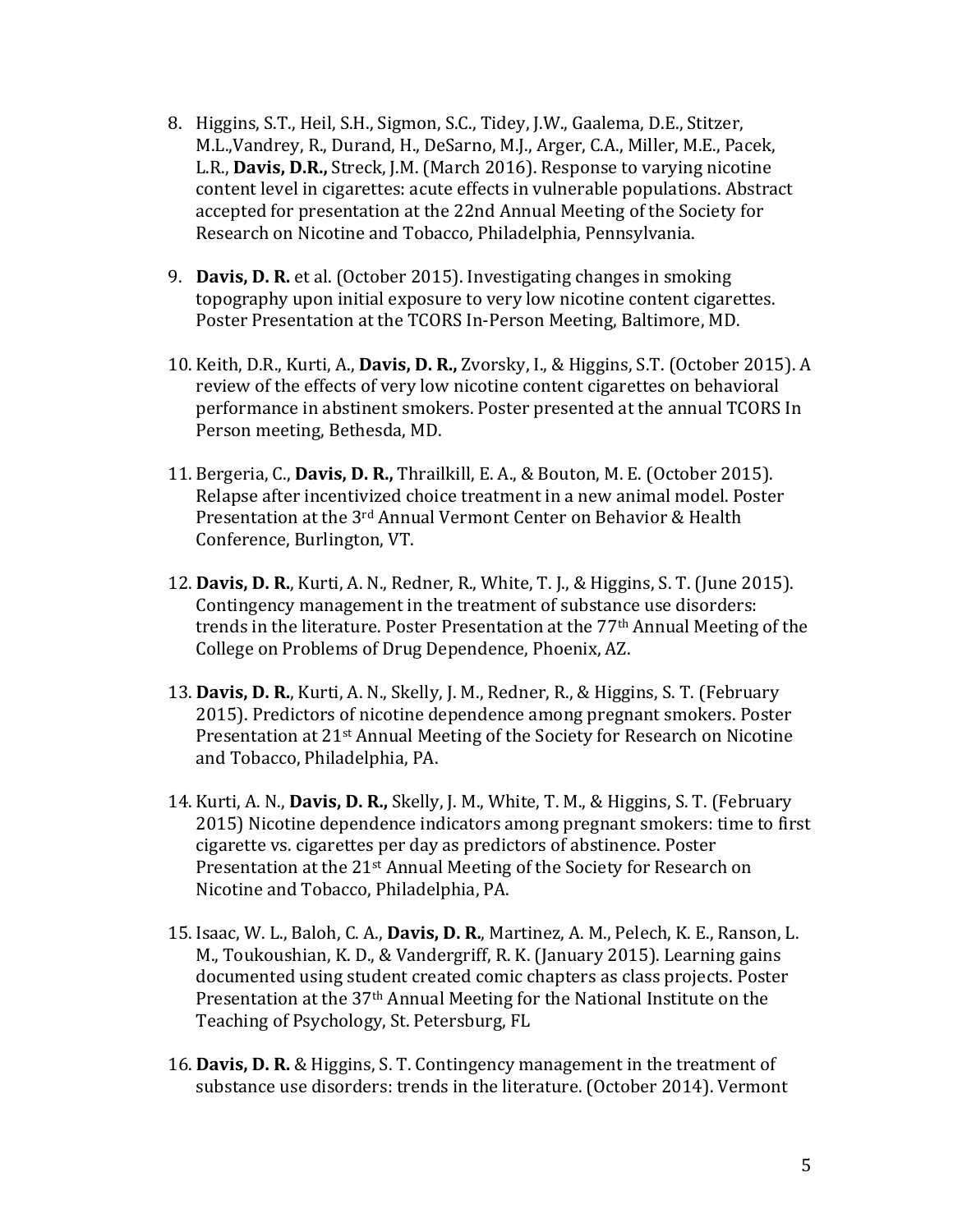8. Higgins, S.T., Heil, S.H., Sigmon, S.C., Tidey, J.W., Gaalema, D.E., Stitzer, M.L.,Vandrey, R., Durand, H., DeSarno, M.J., Arger, C.A., Miller, M.E., Pacek, L.R., **Davis, D.R.,** Streck, J.M. (March 2016). Response to varying nicotine content level in cigarettes: acute effects in vulnerable populations. Abstract accepted for presentation at the 22nd Annual Meeting of the Society for Research on Nicotine and Tobacco, Philadelphia, Pennsylvania.

9. **Davis, D. R.** et al. (October 2015). Investigating changes in smoking topography upon initial exposure to very low nicotine content cigarettes. Poster Presentation at the TCORS In-Person Meeting, Baltimore, MD.

10. Keith, D.R., Kurti, A., **Davis, D. R.,** Zvorsky, I., & Higgins, S.T. (October 2015). A review of the effects of very low nicotine content cigarettes on behavioral performance in abstinent smokers. Poster presented at the annual TCORS In Person meeting, Bethesda, MD.

11. Bergeria, C., **Davis, D. R.,** Thrailkill, E. A., & Bouton, M. E. (October 2015). Relapse after incentivized choice treatment in a new animal model. Poster Presentation at the 3rd Annual Vermont Center on Behavior & Health Conference, Burlington, VT.

12. **Davis, D. R.**, Kurti, A. N., Redner, R., White, T. J., & Higgins, S. T. (June 2015). Contingency management in the treatment of substance use disorders: trends in the literature. Poster Presentation at the 77th Annual Meeting of the College on Problems of Drug Dependence, Phoenix, AZ.

13. **Davis, D. R.**, Kurti, A. N., Skelly, J. M., Redner, R., & Higgins, S. T. (February 2015). Predictors of nicotine dependence among pregnant smokers. Poster Presentation at 21st Annual Meeting of the Society for Research on Nicotine and Tobacco, Philadelphia, PA.

14. Kurti, A. N., **Davis, D. R.,** Skelly, J. M., White, T. M., & Higgins, S. T. (February 2015) Nicotine dependence indicators among pregnant smokers: time to first cigarette vs. cigarettes per day as predictors of abstinence. Poster Presentation at the 21st Annual Meeting of the Society for Research on Nicotine and Tobacco, Philadelphia, PA.

15. Isaac, W. L., Baloh, C. A., **Davis, D. R.**, Martinez, A. M., Pelech, K. E., Ranson, L. M., Toukoushian, K. D., & Vandergriff, R. K. (January 2015). Learning gains documented using student created comic chapters as class projects. Poster Presentation at the 37th Annual Meeting for the National Institute on the Teaching of Psychology, St. Petersburg, FL

16. **Davis, D. R.** & Higgins, S. T. Contingency management in the treatment of substance use disorders: trends in the literature. (October 2014). Vermont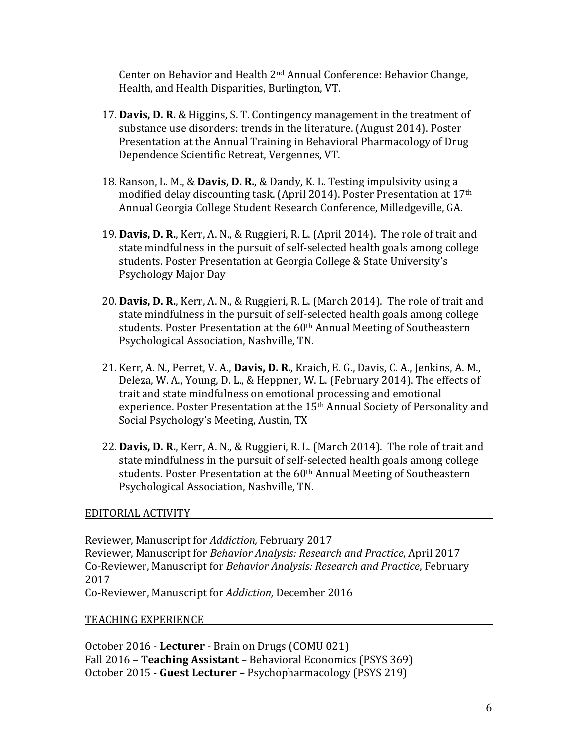Center on Behavior and Health 2nd Annual Conference: Behavior Change, Health, and Health Disparities, Burlington, VT.

17. **Davis, D. R.** & Higgins, S. T. Contingency management in the treatment of substance use disorders: trends in the literature. (August 2014). Poster Presentation at the Annual Training in Behavioral Pharmacology of Drug Dependence Scientific Retreat, Vergennes, VT.

18. Ranson, L. M., & **Davis, D. R.**, & Dandy, K. L. Testing impulsivity using a modified delay discounting task. (April 2014). Poster Presentation at 17th Annual Georgia College Student Research Conference, Milledgeville, GA.

19. **Davis, D. R.**, Kerr, A. N., & Ruggieri, R. L. (April 2014). The role of trait and state mindfulness in the pursuit of self-selected health goals among college students. Poster Presentation at Georgia College & State University's Psychology Major Day

20. **Davis, D. R.**, Kerr, A. N., & Ruggieri, R. L. (March 2014). The role of trait and state mindfulness in the pursuit of self-selected health goals among college students. Poster Presentation at the 60th Annual Meeting of Southeastern Psychological Association, Nashville, TN.

21. Kerr, A. N., Perret, V. A., **Davis, D. R.**, Kraich, E. G., Davis, C. A., Jenkins, A. M., Deleza, W. A., Young, D. L., & Heppner, W. L. (February 2014). The effects of trait and state mindfulness on emotional processing and emotional experience. Poster Presentation at the 15th Annual Society of Personality and Social Psychology's Meeting, Austin, TX

22. **Davis, D. R.**, Kerr, A. N., & Ruggieri, R. L. (March 2014). The role of trait and state mindfulness in the pursuit of self-selected health goals among college students. Poster Presentation at the 60th Annual Meeting of Southeastern Psychological Association, Nashville, TN.

## EDITORIAL ACTIVITY

Reviewer, Manuscript for *Addiction,* February 2017
Reviewer, Manuscript for *Behavior Analysis: Research and Practice*, April 2017
Co-Reviewer, Manuscript for *Behavior Analysis: Research and Practice*, February 2017
Co-Reviewer, Manuscript for *Addiction,* December 2016

## TEACHING EXPERIENCE

October 2016 - **Lecturer** - Brain on Drugs (COMU 021)
Fall 2016 – **Teaching Assistant** – Behavioral Economics (PSYS 369)
October 2015 - **Guest Lecturer –** Psychopharmacology (PSYS 219)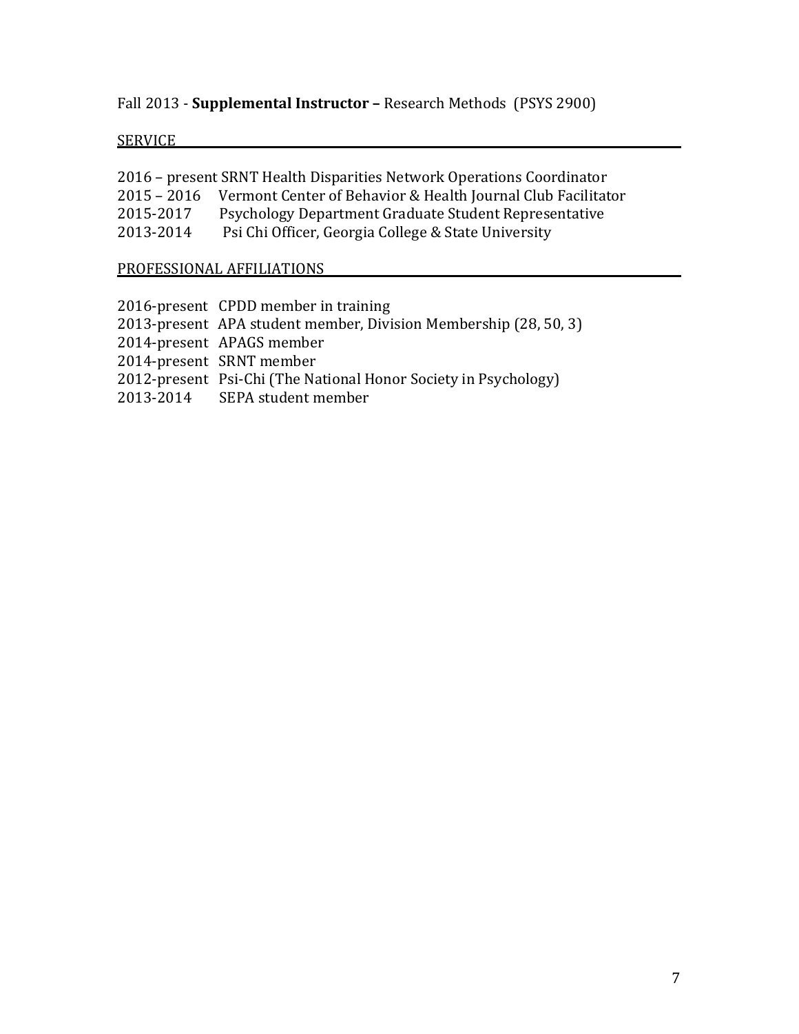Fall 2013 - **Supplemental Instructor –** Research Methods (PSYS 2900)

## SERVICE

2016 – present SRNT Health Disparities Network Operations Coordinator
2015 – 2016 Vermont Center of Behavior & Health Journal Club Facilitator
2015-2017 Psychology Department Graduate Student Representative
2013-2014 Psi Chi Officer, Georgia College & State University

## PROFESSIONAL AFFILIATIONS

2016-present CPDD member in training
2013-present APA student member, Division Membership (28, 50, 3)
2014-present APAGS member
2014-present SRNT member
2012-present Psi-Chi (The National Honor Society in Psychology)
2013-2014 SEPA student member